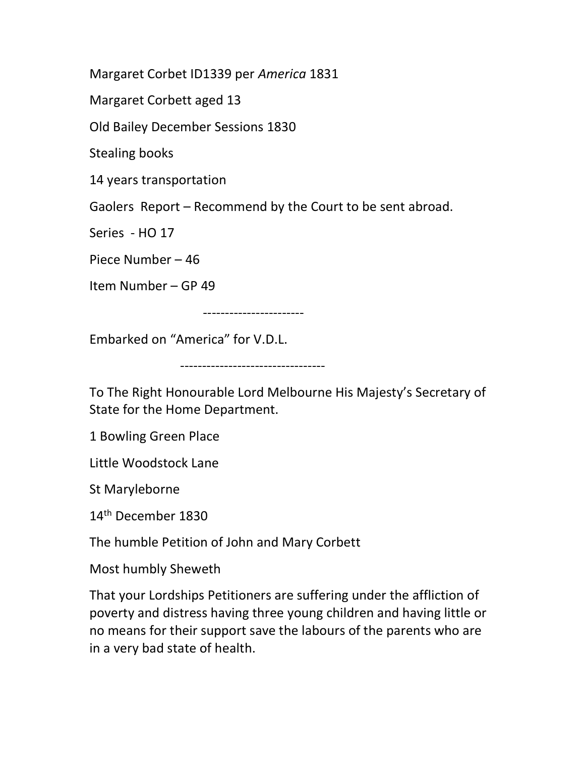Margaret Corbet ID1339 per *America* 1831

Margaret Corbett aged 13

Old Bailey December Sessions 1830

Stealing books

14 years transportation

Gaolers Report – Recommend by the Court to be sent abroad.

Series - HO 17

Piece Number – 46

Item Number – GP 49

-----------------------

Embarked on "America" for V.D.L.

---------------------------------

To The Right Honourable Lord Melbourne His Majesty's Secretary of State for the Home Department.

1 Bowling Green Place

Little Woodstock Lane

St Maryleborne

14th December 1830

The humble Petition of John and Mary Corbett

Most humbly Sheweth

That your Lordships Petitioners are suffering under the affliction of poverty and distress having three young children and having little or no means for their support save the labours of the parents who are in a very bad state of health.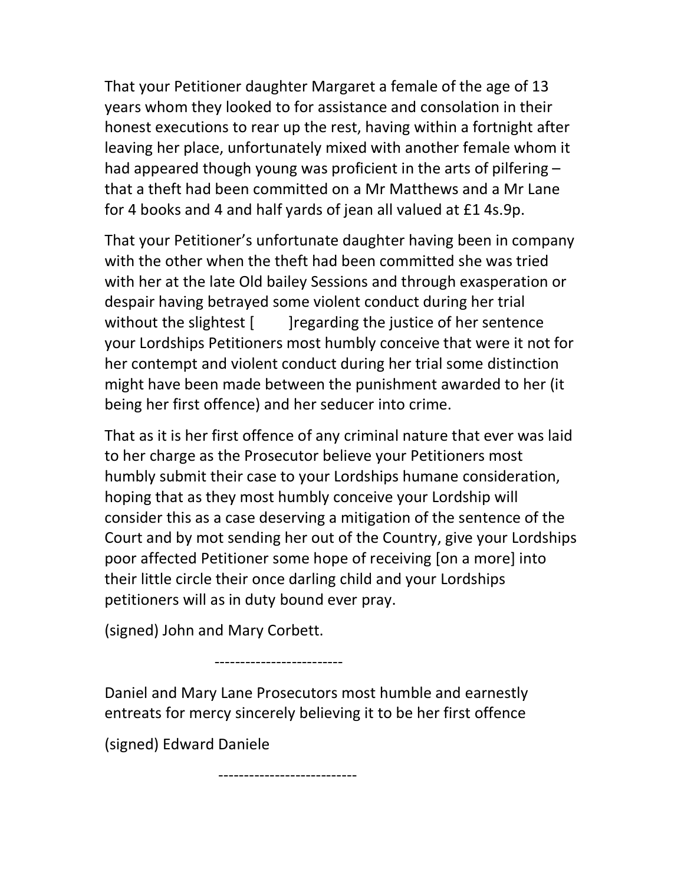That your Petitioner daughter Margaret a female of the age of 13 years whom they looked to for assistance and consolation in their honest executions to rear up the rest, having within a fortnight after leaving her place, unfortunately mixed with another female whom it had appeared though young was proficient in the arts of pilfering – that a theft had been committed on a Mr Matthews and a Mr Lane for 4 books and 4 and half yards of jean all valued at £1 4s.9p.

That your Petitioner's unfortunate daughter having been in company with the other when the theft had been committed she was tried with her at the late Old bailey Sessions and through exasperation or despair having betrayed some violent conduct during her trial without the slightest [ ]regarding the justice of her sentence your Lordships Petitioners most humbly conceive that were it not for her contempt and violent conduct during her trial some distinction might have been made between the punishment awarded to her (it being her first offence) and her seducer into crime.

That as it is her first offence of any criminal nature that ever was laid to her charge as the Prosecutor believe your Petitioners most humbly submit their case to your Lordships humane consideration, hoping that as they most humbly conceive your Lordship will consider this as a case deserving a mitigation of the sentence of the Court and by mot sending her out of the Country, give your Lordships poor affected Petitioner some hope of receiving [on a more] into their little circle their once darling child and your Lordships petitioners will as in duty bound ever pray.

(signed) John and Mary Corbett.

-------------------------

Daniel and Mary Lane Prosecutors most humble and earnestly entreats for mercy sincerely believing it to be her first offence

(signed) Edward Daniele

---------------------------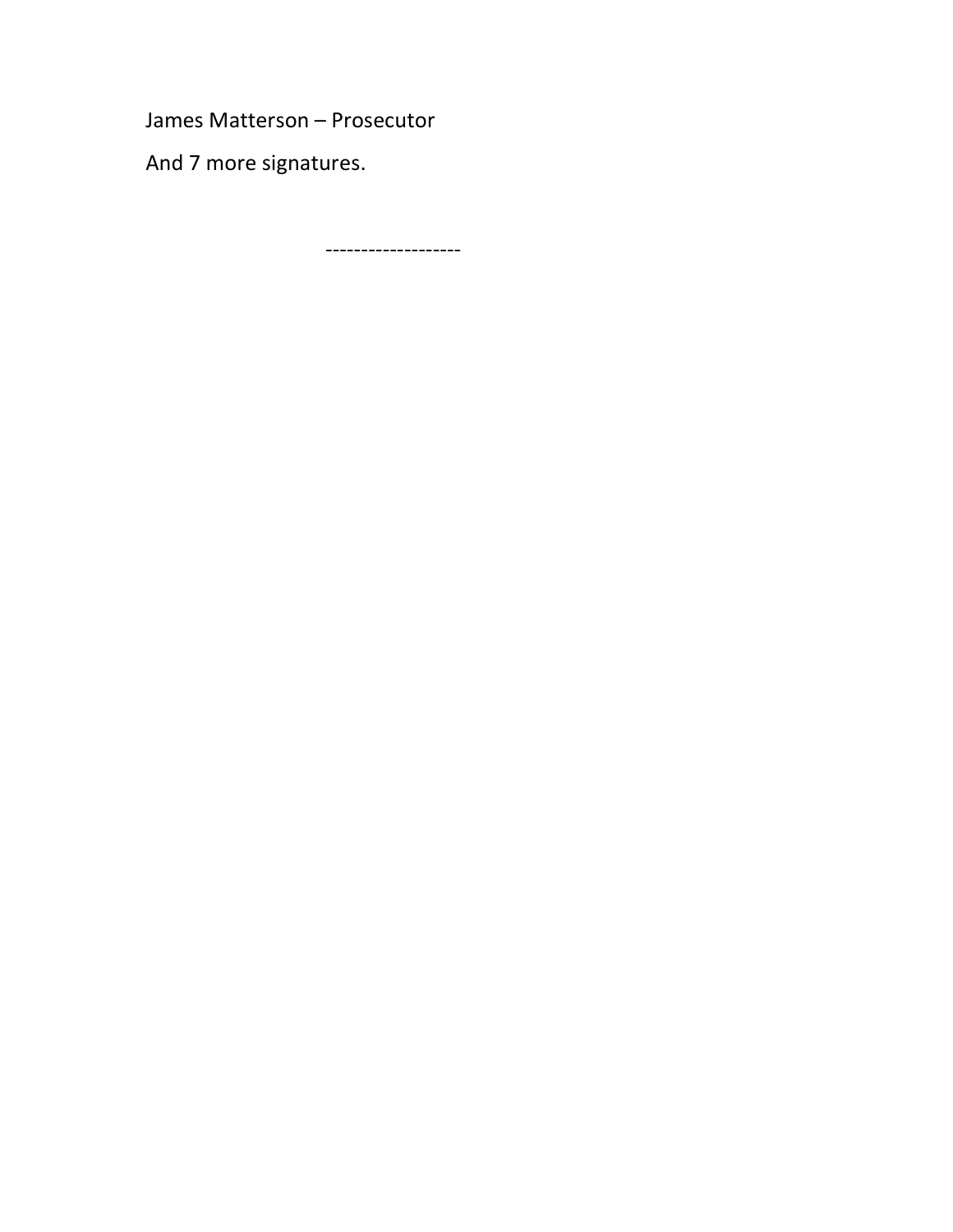James Matterson – Prosecutor

And 7 more signatures.

-------------------